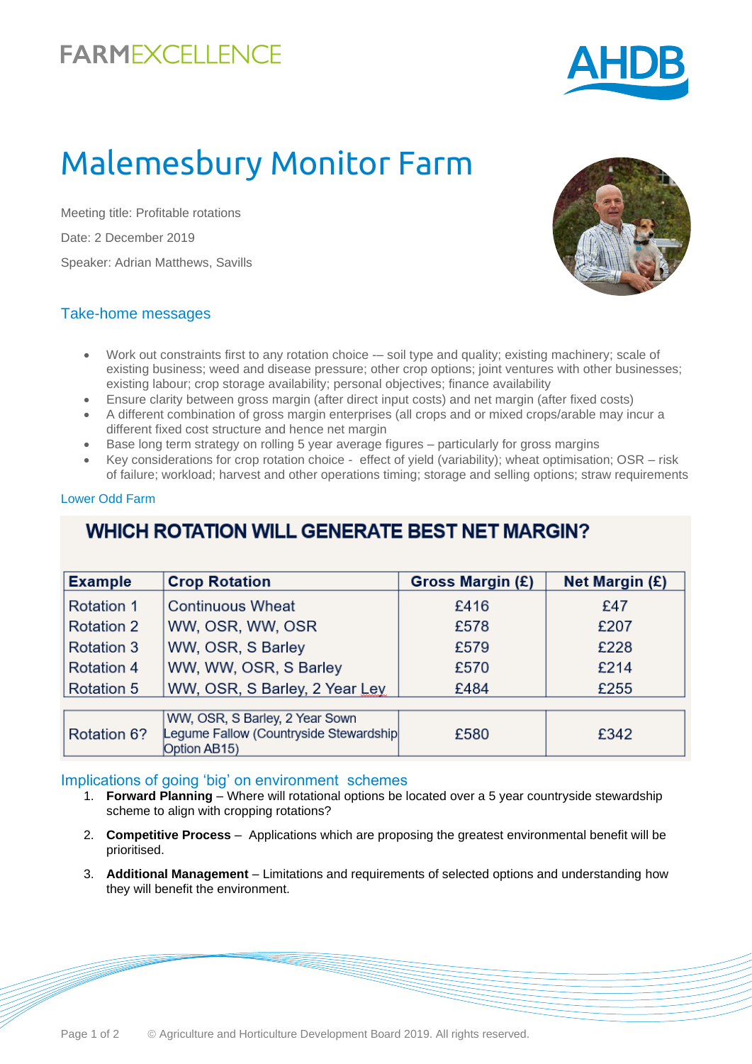FARMEXCELLENCE

AHDB

# Malemesbury Monitor Farm

Meeting title: Profitable rotations

Date: 2 December 2019

Speaker: Adrian Matthews, Savills

## Take-home messages

- Work out constraints first to any rotation choice -– soil type and quality; existing machinery; scale of existing business; weed and disease pressure; other crop options; joint ventures with other businesses; existing labour; crop storage availability; personal objectives; finance availability
- Ensure clarity between gross margin (after direct input costs) and net margin (after fixed costs)
- A different combination of gross margin enterprises (all crops and or mixed crops/arable may incur a different fixed cost structure and hence net margin
- Base long term strategy on rolling 5 year average figures – particularly for gross margins
- Key considerations for crop rotation choice - effect of yield (variability); wheat optimisation; OSR – risk of failure; workload; harvest and other operations timing; storage and selling options; straw requirements

Lower Odd Farm

### WHICH ROTATION WILL GENERATE BEST NET MARGIN?

| Example | Crop Rotation | Gross Margin (£) | Net Margin (£) |
|---|---|---|---|
| Rotation 1 | Continuous Wheat | £416 | £47 |
| Rotation 2 | WW, OSR, WW, OSR | £578 | £207 |
| Rotation 3 | WW, OSR, S Barley | £579 | £228 |
| Rotation 4 | WW, WW, OSR, S Barley | £570 | £214 |
| Rotation 5 | WW, OSR, S Barley, 2 Year Ley | £484 | £255 |
| Rotation 6? | WW, OSR, S Barley, 2 Year Sown Legume Fallow (Countryside Stewardship Option AB15) | £580 | £342 |

## Implications of going 'big' on environment schemes

1. **Forward Planning** – Where will rotational options be located over a 5 year countryside stewardship scheme to align with cropping rotations?
2. **Competitive Process** – Applications which are proposing the greatest environmental benefit will be prioritised.
3. **Additional Management** – Limitations and requirements of selected options and understanding how they will benefit the environment.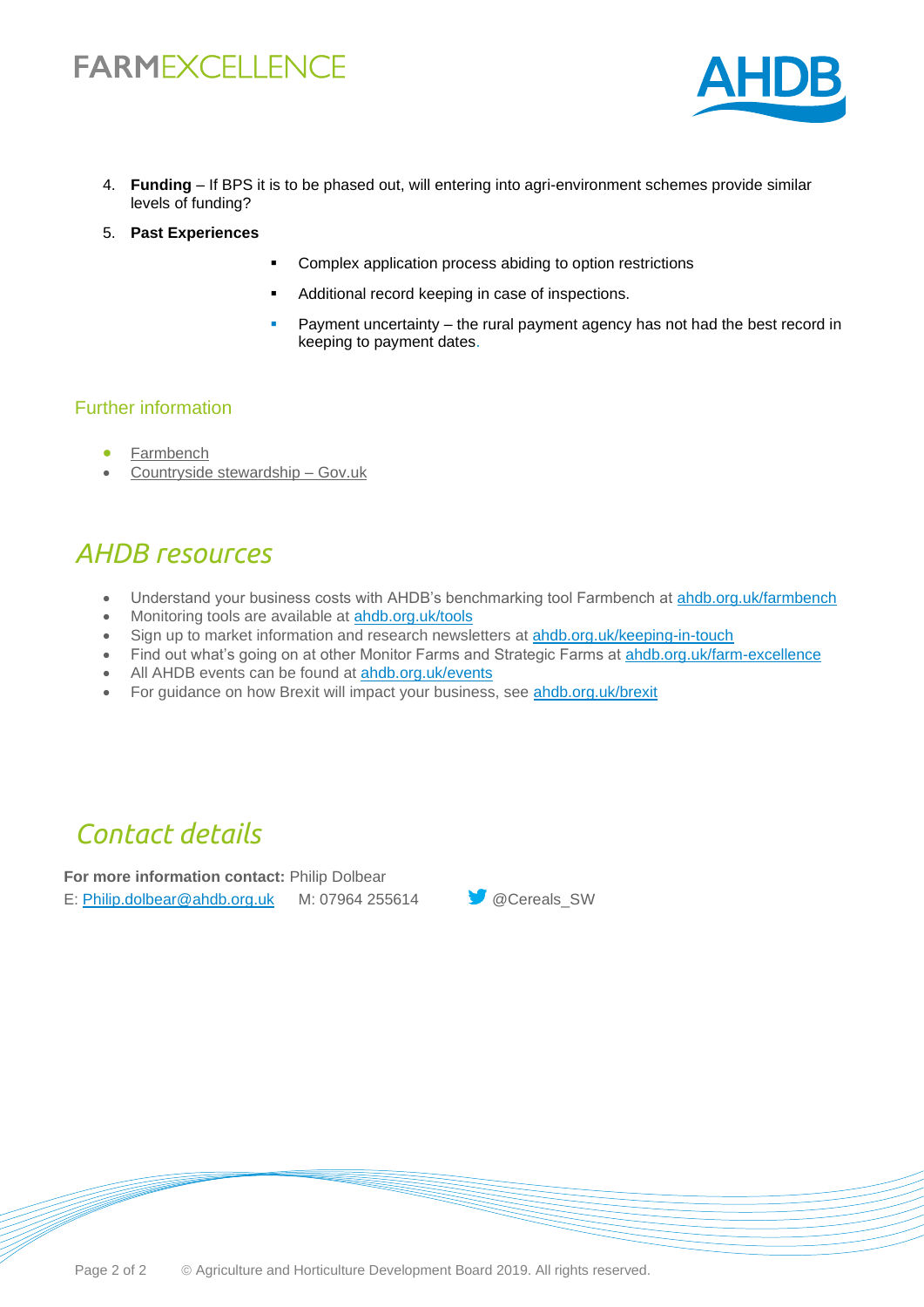4. **Funding** – If BPS it is to be phased out, will entering into agri-environment schemes provide similar levels of funding?
5. **Past Experiences**
   - Complex application process abiding to option restrictions
   - Additional record keeping in case of inspections.
   - Payment uncertainty – the rural payment agency has not had the best record in keeping to payment dates.

## Further information

- Farmbench
- Countryside stewardship – Gov.uk

## *AHDB resources*

- Understand your business costs with AHDB's benchmarking tool Farmbench at ahdb.org.uk/farmbench
- Monitoring tools are available at ahdb.org.uk/tools
- Sign up to market information and research newsletters at ahdb.org.uk/keeping-in-touch
- Find out what's going on at other Monitor Farms and Strategic Farms at ahdb.org.uk/farm-excellence
- All AHDB events can be found at ahdb.org.uk/events
- For guidance on how Brexit will impact your business, see ahdb.org.uk/brexit

## *Contact details*

**For more information contact:** Philip Dolbear
E: Philip.dolbear@ahdb.org.uk M: 07964 255614 @Cereals_SW

© Agriculture and Horticulture Development Board 2019. All rights reserved.